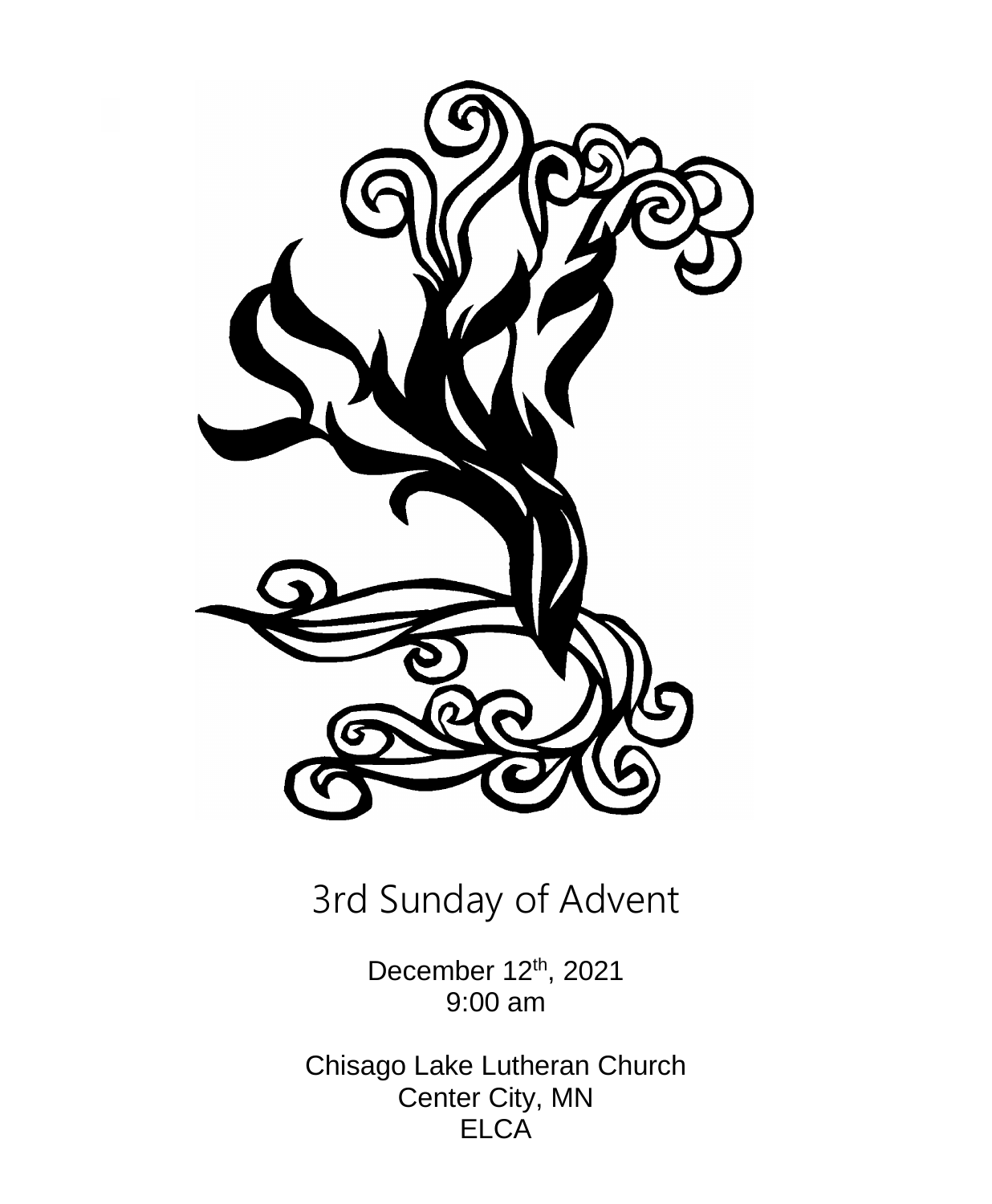# 3rd Sunday of Advent

December 12th, 2021
9:00 am

Chisago Lake Lutheran Church
Center City, MN
ELCA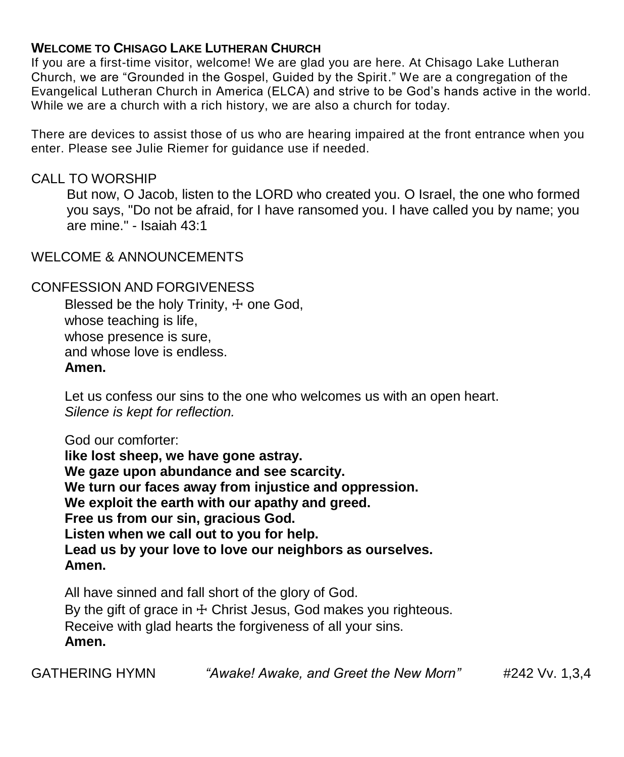**WELCOME TO CHISAGO LAKE LUTHERAN CHURCH**

If you are a first-time visitor, welcome! We are glad you are here. At Chisago Lake Lutheran Church, we are "Grounded in the Gospel, Guided by the Spirit." We are a congregation of the Evangelical Lutheran Church in America (ELCA) and strive to be God's hands active in the world. While we are a church with a rich history, we are also a church for today.

There are devices to assist those of us who are hearing impaired at the front entrance when you enter. Please see Julie Riemer for guidance use if needed.

CALL TO WORSHIP

But now, O Jacob, listen to the LORD who created you. O Israel, the one who formed you says, "Do not be afraid, for I have ransomed you. I have called you by name; you are mine." - Isaiah 43:1

WELCOME & ANNOUNCEMENTS

CONFESSION AND FORGIVENESS

Blessed be the holy Trinity, ☩ one God,
whose teaching is life,
whose presence is sure,
and whose love is endless.
**Amen.**

Let us confess our sins to the one who welcomes us with an open heart.
*Silence is kept for reflection.*

God our comforter:
**like lost sheep, we have gone astray.**
**We gaze upon abundance and see scarcity.**
**We turn our faces away from injustice and oppression.**
**We exploit the earth with our apathy and greed.**
**Free us from our sin, gracious God.**
**Listen when we call out to you for help.**
**Lead us by your love to love our neighbors as ourselves.**
**Amen.**

All have sinned and fall short of the glory of God.
By the gift of grace in ☩ Christ Jesus, God makes you righteous.
Receive with glad hearts the forgiveness of all your sins.
**Amen.**

GATHERING HYMN *"Awake! Awake, and Greet the New Morn"* #242 Vv. 1,3,4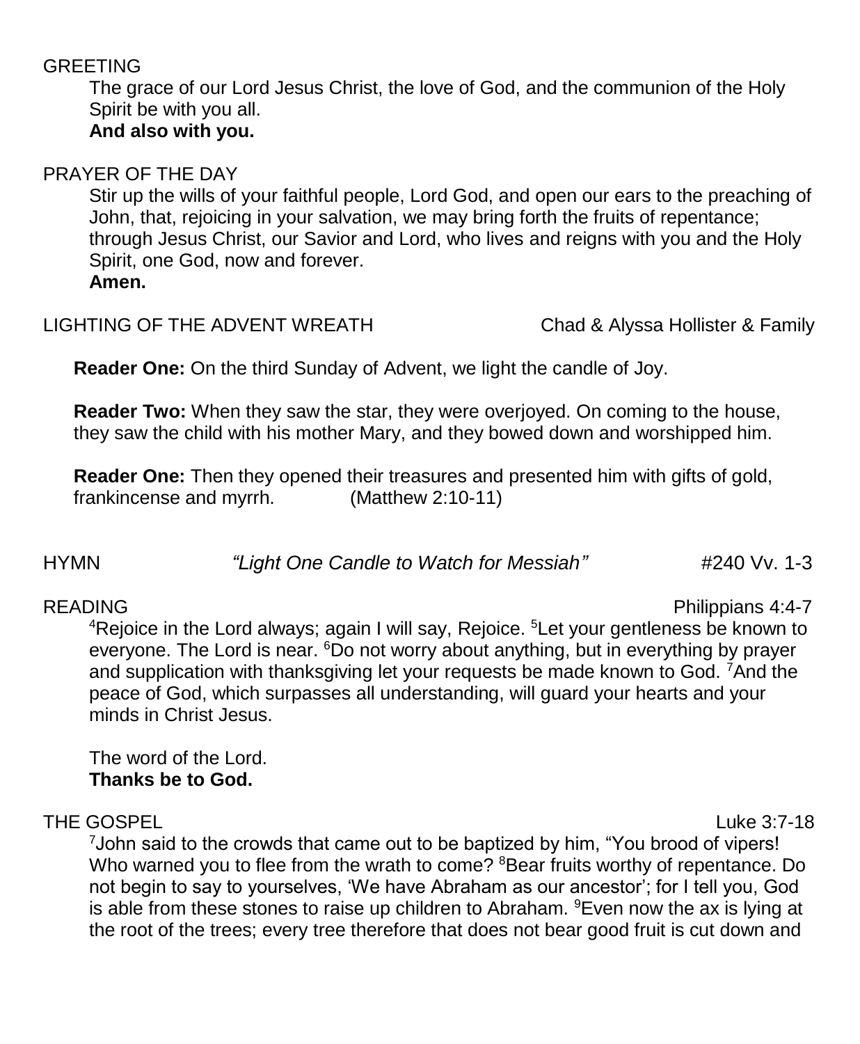GREETING

The grace of our Lord Jesus Christ, the love of God, and the communion of the Holy Spirit be with you all.
**And also with you.**

PRAYER OF THE DAY

Stir up the wills of your faithful people, Lord God, and open our ears to the preaching of John, that, rejoicing in your salvation, we may bring forth the fruits of repentance; through Jesus Christ, our Savior and Lord, who lives and reigns with you and the Holy Spirit, one God, now and forever.
**Amen.**

LIGHTING OF THE ADVENT WREATH — Chad & Alyssa Hollister & Family

**Reader One:** On the third Sunday of Advent, we light the candle of Joy.

**Reader Two:** When they saw the star, they were overjoyed. On coming to the house, they saw the child with his mother Mary, and they bowed down and worshipped him.

**Reader One:** Then they opened their treasures and presented him with gifts of gold, frankincense and myrrh. (Matthew 2:10-11)

HYMN *"Light One Candle to Watch for Messiah"* #240 Vv. 1-3

READING — Philippians 4:4-7

[4]Rejoice in the Lord always; again I will say, Rejoice. [5]Let your gentleness be known to everyone. The Lord is near. [6]Do not worry about anything, but in everything by prayer and supplication with thanksgiving let your requests be made known to God. [7]And the peace of God, which surpasses all understanding, will guard your hearts and your minds in Christ Jesus.

The word of the Lord.
**Thanks be to God.**

THE GOSPEL — Luke 3:7-18

[7]John said to the crowds that came out to be baptized by him, "You brood of vipers! Who warned you to flee from the wrath to come? [8]Bear fruits worthy of repentance. Do not begin to say to yourselves, 'We have Abraham as our ancestor'; for I tell you, God is able from these stones to raise up children to Abraham. [9]Even now the ax is lying at the root of the trees; every tree therefore that does not bear good fruit is cut down and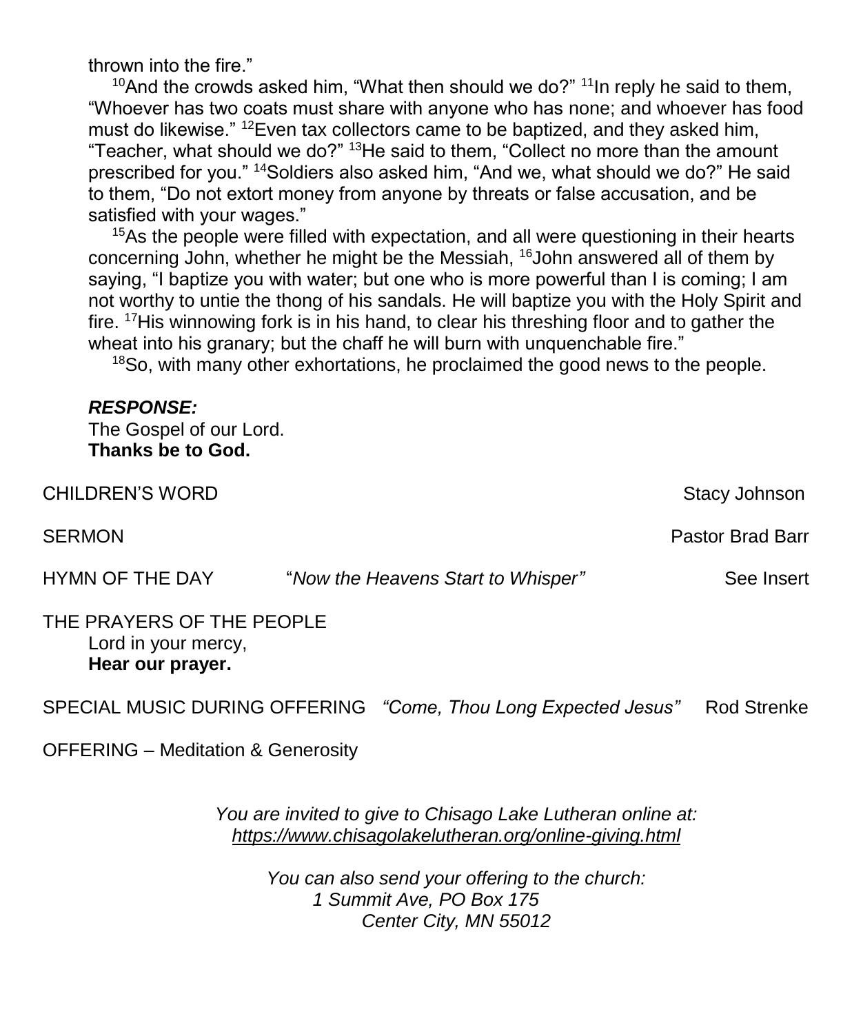thrown into the fire."

[10]And the crowds asked him, "What then should we do?" [11]In reply he said to them, "Whoever has two coats must share with anyone who has none; and whoever has food must do likewise." [12]Even tax collectors came to be baptized, and they asked him, "Teacher, what should we do?" [13]He said to them, "Collect no more than the amount prescribed for you." [14]Soldiers also asked him, "And we, what should we do?" He said to them, "Do not extort money from anyone by threats or false accusation, and be satisfied with your wages."

[15]As the people were filled with expectation, and all were questioning in their hearts concerning John, whether he might be the Messiah, [16]John answered all of them by saying, "I baptize you with water; but one who is more powerful than I is coming; I am not worthy to untie the thong of his sandals. He will baptize you with the Holy Spirit and fire. [17]His winnowing fork is in his hand, to clear his threshing floor and to gather the wheat into his granary; but the chaff he will burn with unquenchable fire."

[18]So, with many other exhortations, he proclaimed the good news to the people.

***RESPONSE:***
The Gospel of our Lord.
**Thanks be to God.**

CHILDREN'S WORD — Stacy Johnson

SERMON — Pastor Brad Barr

HYMN OF THE DAY — "*Now the Heavens Start to Whisper"* — See Insert

THE PRAYERS OF THE PEOPLE
Lord in your mercy,
**Hear our prayer.**

SPECIAL MUSIC DURING OFFERING *"Come, Thou Long Expected Jesus"* — Rod Strenke

OFFERING – Meditation & Generosity

*You are invited to give to Chisago Lake Lutheran online at:*
*https://www.chisagolakelutheran.org/online-giving.html*

*You can also send your offering to the church:*
*1 Summit Ave, PO Box 175*
*Center City, MN 55012*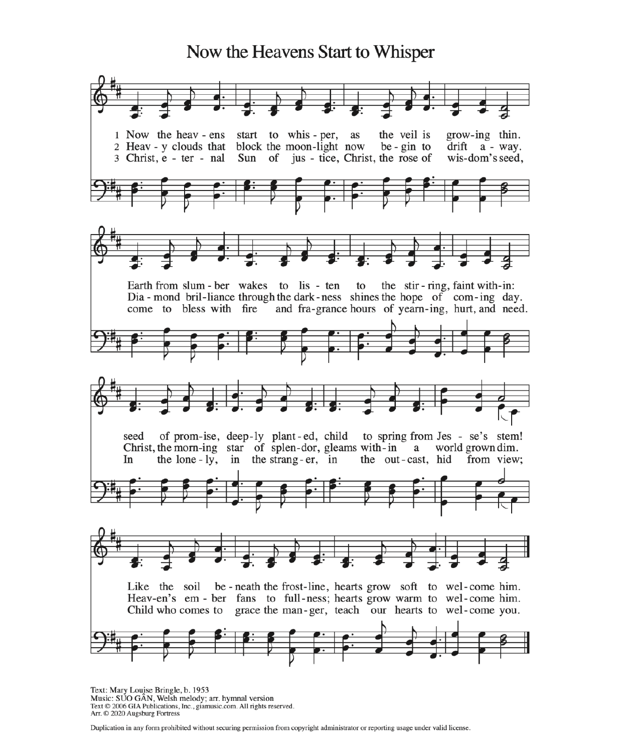# Now the Heavens Start to Whisper

1 Now the heav - ens start to whis - per, as the veil is grow-ing thin.
2 Heav - y clouds that block the moon-light now be - gin to drift a - way.
3 Christ, e - ter - nal Sun of jus - tice, Christ, the rose of wis-dom's seed,

Earth from slum - ber wakes to lis - ten to the stir - ring, faint with-in:
Dia - mond bril - liance through the dark - ness shines the hope of com - ing day.
come to bless with fire and fra-grance hours of yearn-ing, hurt, and need.

seed of prom-ise, deep-ly plant-ed, child to spring from Jes - se's stem!
Christ, the morn-ing star of splen-dor, gleams with-in a world grown dim.
In the lone - ly, in the strang - er, in the out - cast, hid from view;

Like the soil be - neath the frost-line, hearts grow soft to wel-come him.
Heav-en's em - ber fans to full-ness; hearts grow warm to wel-come him.
Child who comes to grace the man - ger, teach our hearts to wel-come you.

Text: Mary Louise Bringle, b. 1953
Music: SUO GÂN, Welsh melody; arr. hymnal version
Text © 2006 GIA Publications, Inc., giamusic.com. All rights reserved.
Arr. © 2020 Augsburg Fortress

Duplication in any form prohibited without securing permission from copyright administrator or reporting usage under valid license.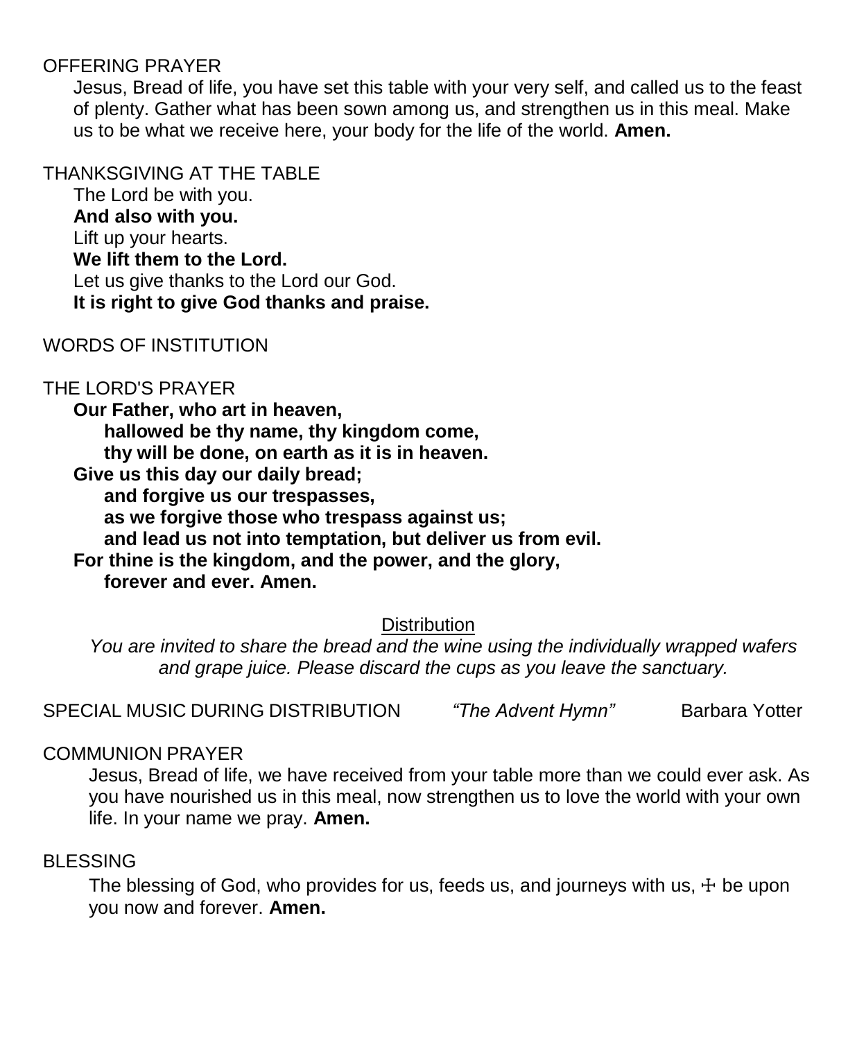OFFERING PRAYER

Jesus, Bread of life, you have set this table with your very self, and called us to the feast of plenty. Gather what has been sown among us, and strengthen us in this meal. Make us to be what we receive here, your body for the life of the world. **Amen.**

THANKSGIVING AT THE TABLE

The Lord be with you.
**And also with you.**
Lift up your hearts.
**We lift them to the Lord.**
Let us give thanks to the Lord our God.
**It is right to give God thanks and praise.**

WORDS OF INSTITUTION

THE LORD'S PRAYER

**Our Father, who art in heaven,**
**hallowed be thy name, thy kingdom come,**
**thy will be done, on earth as it is in heaven.**
**Give us this day our daily bread;**
**and forgive us our trespasses,**
**as we forgive those who trespass against us;**
**and lead us not into temptation, but deliver us from evil.**
**For thine is the kingdom, and the power, and the glory,**
**forever and ever. Amen.**

Distribution

*You are invited to share the bread and the wine using the individually wrapped wafers and grape juice. Please discard the cups as you leave the sanctuary.*

SPECIAL MUSIC DURING DISTRIBUTION *"The Advent Hymn"* Barbara Yotter

COMMUNION PRAYER

Jesus, Bread of life, we have received from your table more than we could ever ask. As you have nourished us in this meal, now strengthen us to love the world with your own life. In your name we pray. **Amen.**

BLESSING

The blessing of God, who provides for us, feeds us, and journeys with us, ☩ be upon you now and forever. **Amen.**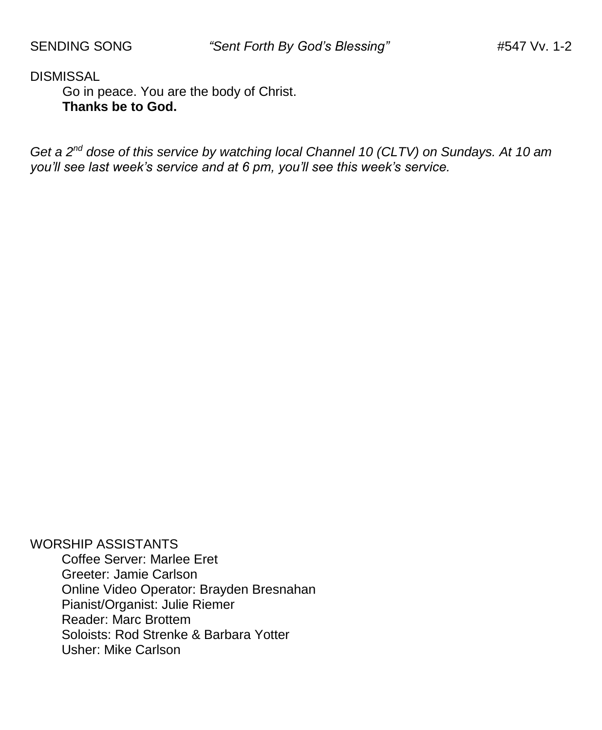SENDING SONG *"Sent Forth By God's Blessing"* #547 Vv. 1-2

DISMISSAL

Go in peace. You are the body of Christ.
**Thanks be to God.**

*Get a 2nd dose of this service by watching local Channel 10 (CLTV) on Sundays. At 10 am you'll see last week's service and at 6 pm, you'll see this week's service.*

WORSHIP ASSISTANTS

Coffee Server: Marlee Eret
Greeter: Jamie Carlson
Online Video Operator: Brayden Bresnahan
Pianist/Organist: Julie Riemer
Reader: Marc Brottem
Soloists: Rod Strenke & Barbara Yotter
Usher: Mike Carlson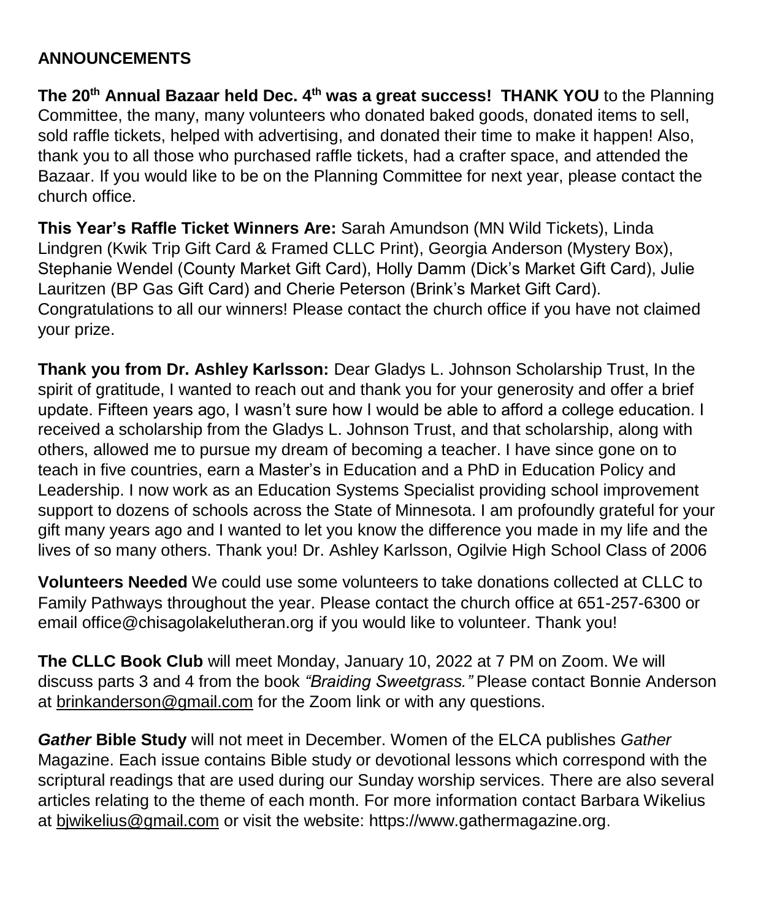**ANNOUNCEMENTS**

**The 20th Annual Bazaar held Dec. 4th was a great success! THANK YOU** to the Planning Committee, the many, many volunteers who donated baked goods, donated items to sell, sold raffle tickets, helped with advertising, and donated their time to make it happen! Also, thank you to all those who purchased raffle tickets, had a crafter space, and attended the Bazaar. If you would like to be on the Planning Committee for next year, please contact the church office.

**This Year's Raffle Ticket Winners Are:** Sarah Amundson (MN Wild Tickets), Linda Lindgren (Kwik Trip Gift Card & Framed CLLC Print), Georgia Anderson (Mystery Box), Stephanie Wendel (County Market Gift Card), Holly Damm (Dick's Market Gift Card), Julie Lauritzen (BP Gas Gift Card) and Cherie Peterson (Brink's Market Gift Card). Congratulations to all our winners! Please contact the church office if you have not claimed your prize.

**Thank you from Dr. Ashley Karlsson:** Dear Gladys L. Johnson Scholarship Trust, In the spirit of gratitude, I wanted to reach out and thank you for your generosity and offer a brief update. Fifteen years ago, I wasn't sure how I would be able to afford a college education. I received a scholarship from the Gladys L. Johnson Trust, and that scholarship, along with others, allowed me to pursue my dream of becoming a teacher. I have since gone on to teach in five countries, earn a Master's in Education and a PhD in Education Policy and Leadership. I now work as an Education Systems Specialist providing school improvement support to dozens of schools across the State of Minnesota. I am profoundly grateful for your gift many years ago and I wanted to let you know the difference you made in my life and the lives of so many others. Thank you! Dr. Ashley Karlsson, Ogilvie High School Class of 2006

**Volunteers Needed** We could use some volunteers to take donations collected at CLLC to Family Pathways throughout the year. Please contact the church office at 651-257-6300 or email office@chisagolakelutheran.org if you would like to volunteer. Thank you!

**The CLLC Book Club** will meet Monday, January 10, 2022 at 7 PM on Zoom. We will discuss parts 3 and 4 from the book *"Braiding Sweetgrass."* Please contact Bonnie Anderson at brinkanderson@gmail.com for the Zoom link or with any questions.

***Gather* Bible Study** will not meet in December. Women of the ELCA publishes *Gather* Magazine. Each issue contains Bible study or devotional lessons which correspond with the scriptural readings that are used during our Sunday worship services. There are also several articles relating to the theme of each month. For more information contact Barbara Wikelius at bjwikelius@gmail.com or visit the website: https://www.gathermagazine.org.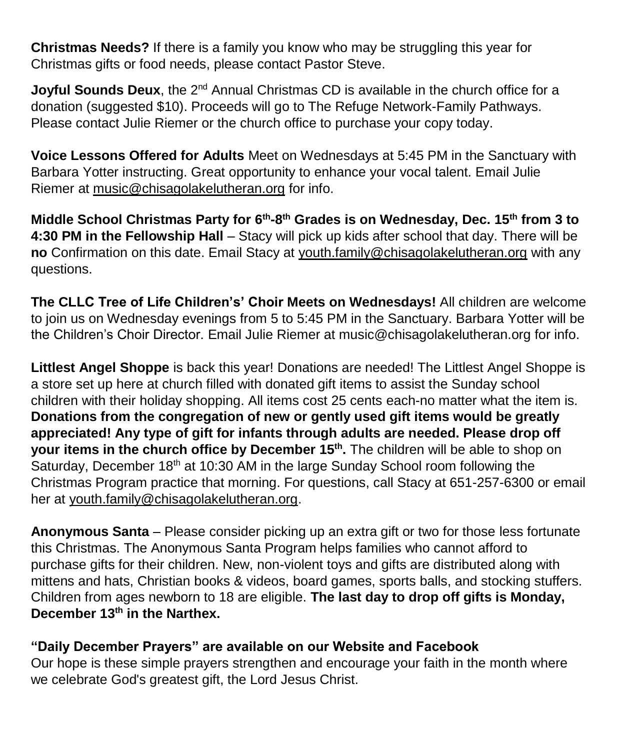**Christmas Needs?** If there is a family you know who may be struggling this year for Christmas gifts or food needs, please contact Pastor Steve.

**Joyful Sounds Deux**, the 2nd Annual Christmas CD is available in the church office for a donation (suggested $10). Proceeds will go to The Refuge Network-Family Pathways. Please contact Julie Riemer or the church office to purchase your copy today.

**Voice Lessons Offered for Adults** Meet on Wednesdays at 5:45 PM in the Sanctuary with Barbara Yotter instructing. Great opportunity to enhance your vocal talent. Email Julie Riemer at music@chisagolakelutheran.org for info.

**Middle School Christmas Party for 6th-8th Grades is on Wednesday, Dec. 15th from 3 to 4:30 PM in the Fellowship Hall** – Stacy will pick up kids after school that day. There will be **no** Confirmation on this date. Email Stacy at youth.family@chisagolakelutheran.org with any questions.

**The CLLC Tree of Life Children's' Choir Meets on Wednesdays!** All children are welcome to join us on Wednesday evenings from 5 to 5:45 PM in the Sanctuary. Barbara Yotter will be the Children's Choir Director. Email Julie Riemer at music@chisagolakelutheran.org for info.

**Littlest Angel Shoppe** is back this year! Donations are needed! The Littlest Angel Shoppe is a store set up here at church filled with donated gift items to assist the Sunday school children with their holiday shopping. All items cost 25 cents each-no matter what the item is. **Donations from the congregation of new or gently used gift items would be greatly appreciated! Any type of gift for infants through adults are needed. Please drop off your items in the church office by December 15th.** The children will be able to shop on Saturday, December 18th at 10:30 AM in the large Sunday School room following the Christmas Program practice that morning. For questions, call Stacy at 651-257-6300 or email her at youth.family@chisagolakelutheran.org.

**Anonymous Santa** – Please consider picking up an extra gift or two for those less fortunate this Christmas. The Anonymous Santa Program helps families who cannot afford to purchase gifts for their children. New, non-violent toys and gifts are distributed along with mittens and hats, Christian books & videos, board games, sports balls, and stocking stuffers. Children from ages newborn to 18 are eligible. **The last day to drop off gifts is Monday, December 13th in the Narthex.**

**"Daily December Prayers" are available on our Website and Facebook**
Our hope is these simple prayers strengthen and encourage your faith in the month where we celebrate God's greatest gift, the Lord Jesus Christ.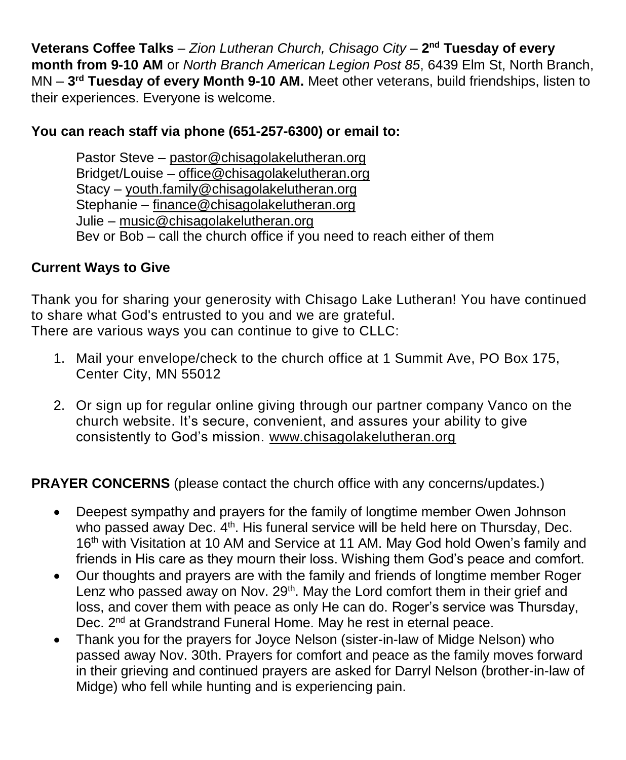**Veterans Coffee Talks** – *Zion Lutheran Church, Chisago City* – **2nd Tuesday of every month from 9-10 AM** or *North Branch American Legion Post 85*, 6439 Elm St, North Branch, MN – **3rd Tuesday of every Month 9-10 AM.** Meet other veterans, build friendships, listen to their experiences. Everyone is welcome.

**You can reach staff via phone (651-257-6300) or email to:**

Pastor Steve – pastor@chisagolakelutheran.org
Bridget/Louise – office@chisagolakelutheran.org
Stacy – youth.family@chisagolakelutheran.org
Stephanie – finance@chisagolakelutheran.org
Julie – music@chisagolakelutheran.org
Bev or Bob – call the church office if you need to reach either of them

**Current Ways to Give**

Thank you for sharing your generosity with Chisago Lake Lutheran! You have continued to share what God's entrusted to you and we are grateful.
There are various ways you can continue to give to CLLC:

1. Mail your envelope/check to the church office at 1 Summit Ave, PO Box 175, Center City, MN 55012

2. Or sign up for regular online giving through our partner company Vanco on the church website. It's secure, convenient, and assures your ability to give consistently to God's mission. www.chisagolakelutheran.org

**PRAYER CONCERNS** (please contact the church office with any concerns/updates.)

- Deepest sympathy and prayers for the family of longtime member Owen Johnson who passed away Dec. 4th. His funeral service will be held here on Thursday, Dec. 16th with Visitation at 10 AM and Service at 11 AM. May God hold Owen's family and friends in His care as they mourn their loss. Wishing them God's peace and comfort.
- Our thoughts and prayers are with the family and friends of longtime member Roger Lenz who passed away on Nov. 29th. May the Lord comfort them in their grief and loss, and cover them with peace as only He can do. Roger's service was Thursday, Dec. 2nd at Grandstrand Funeral Home. May he rest in eternal peace.
- Thank you for the prayers for Joyce Nelson (sister-in-law of Midge Nelson) who passed away Nov. 30th. Prayers for comfort and peace as the family moves forward in their grieving and continued prayers are asked for Darryl Nelson (brother-in-law of Midge) who fell while hunting and is experiencing pain.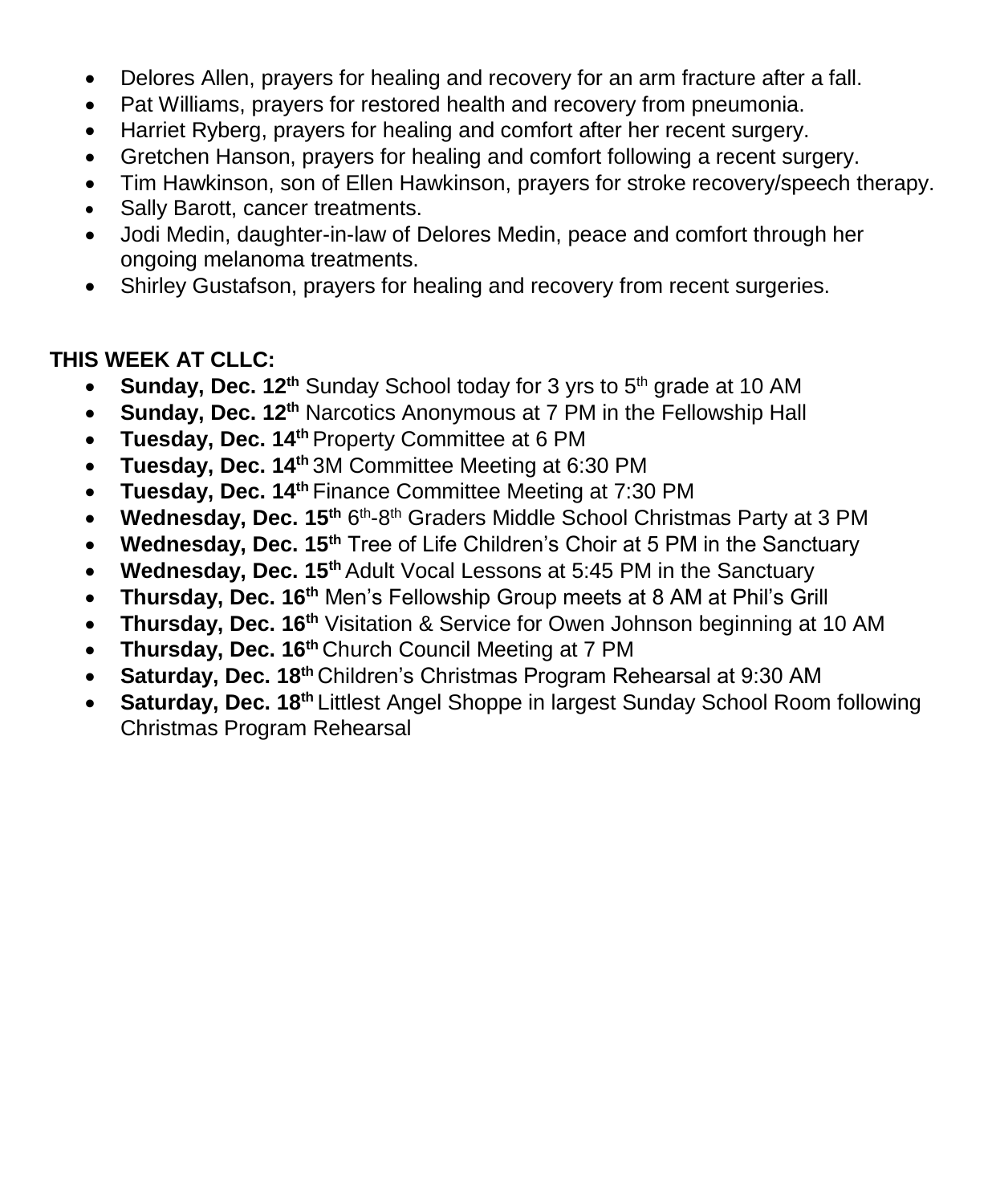- Delores Allen, prayers for healing and recovery for an arm fracture after a fall.
- Pat Williams, prayers for restored health and recovery from pneumonia.
- Harriet Ryberg, prayers for healing and comfort after her recent surgery.
- Gretchen Hanson, prayers for healing and comfort following a recent surgery.
- Tim Hawkinson, son of Ellen Hawkinson, prayers for stroke recovery/speech therapy.
- Sally Barott, cancer treatments.
- Jodi Medin, daughter-in-law of Delores Medin, peace and comfort through her ongoing melanoma treatments.
- Shirley Gustafson, prayers for healing and recovery from recent surgeries.

**THIS WEEK AT CLLC:**

- **Sunday, Dec. 12th** Sunday School today for 3 yrs to 5th grade at 10 AM
- **Sunday, Dec. 12th** Narcotics Anonymous at 7 PM in the Fellowship Hall
- **Tuesday, Dec. 14th** Property Committee at 6 PM
- **Tuesday, Dec. 14th** 3M Committee Meeting at 6:30 PM
- **Tuesday, Dec. 14th** Finance Committee Meeting at 7:30 PM
- **Wednesday, Dec. 15th** 6th-8th Graders Middle School Christmas Party at 3 PM
- **Wednesday, Dec. 15th** Tree of Life Children's Choir at 5 PM in the Sanctuary
- **Wednesday, Dec. 15th** Adult Vocal Lessons at 5:45 PM in the Sanctuary
- **Thursday, Dec. 16th** Men's Fellowship Group meets at 8 AM at Phil's Grill
- **Thursday, Dec. 16th** Visitation & Service for Owen Johnson beginning at 10 AM
- **Thursday, Dec. 16th** Church Council Meeting at 7 PM
- **Saturday, Dec. 18th** Children's Christmas Program Rehearsal at 9:30 AM
- **Saturday, Dec. 18th** Littlest Angel Shoppe in largest Sunday School Room following Christmas Program Rehearsal